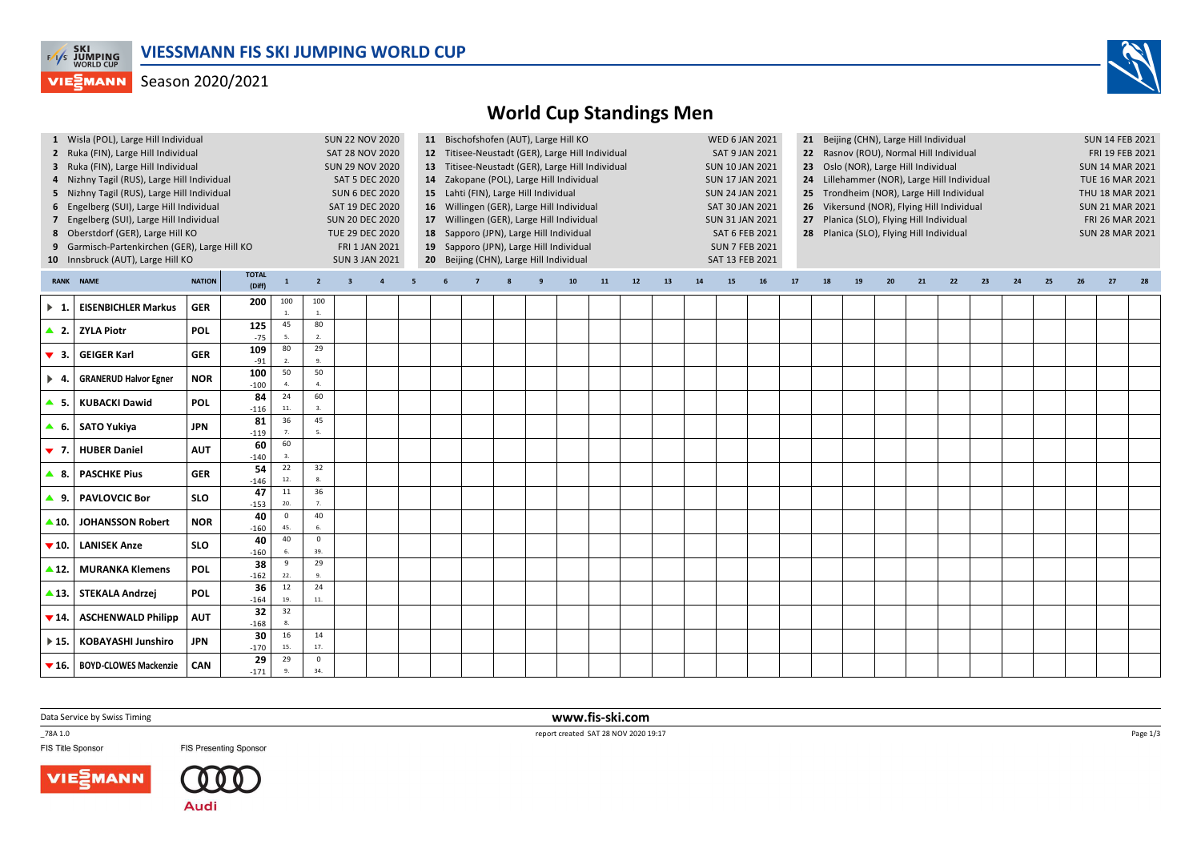# VIESSMANN FIS SKI JUMPING WORLD CUP

Season 2020/2021

## World Cup Standings Men

| # | Event | Date |
|---|---|---|
| 1 | Wisla (POL), Large Hill Individual | SUN 22 NOV 2020 |
| 2 | Ruka (FIN), Large Hill Individual | SAT 28 NOV 2020 |
| 3 | Ruka (FIN), Large Hill Individual | SUN 29 NOV 2020 |
| 4 | Nizhny Tagil (RUS), Large Hill Individual | SAT 5 DEC 2020 |
| 5 | Nizhny Tagil (RUS), Large Hill Individual | SUN 6 DEC 2020 |
| 6 | Engelberg (SUI), Large Hill Individual | SAT 19 DEC 2020 |
| 7 | Engelberg (SUI), Large Hill Individual | SUN 20 DEC 2020 |
| 8 | Oberstdorf (GER), Large Hill KO | TUE 29 DEC 2020 |
| 9 | Garmisch-Partenkirchen (GER), Large Hill KO | FRI 1 JAN 2021 |
| 10 | Innsbruck (AUT), Large Hill KO | SUN 3 JAN 2021 |
| 11 | Bischofshofen (AUT), Large Hill KO | WED 6 JAN 2021 |
| 12 | Titisee-Neustadt (GER), Large Hill Individual | SAT 9 JAN 2021 |
| 13 | Titisee-Neustadt (GER), Large Hill Individual | SUN 10 JAN 2021 |
| 14 | Zakopane (POL), Large Hill Individual | SUN 17 JAN 2021 |
| 15 | Lahti (FIN), Large Hill Individual | SUN 24 JAN 2021 |
| 16 | Willingen (GER), Large Hill Individual | SAT 30 JAN 2021 |
| 17 | Willingen (GER), Large Hill Individual | SUN 31 JAN 2021 |
| 18 | Sapporo (JPN), Large Hill Individual | SAT 6 FEB 2021 |
| 19 | Sapporo (JPN), Large Hill Individual | SUN 7 FEB 2021 |
| 20 | Beijing (CHN), Large Hill Individual | SAT 13 FEB 2021 |
| 21 | Beijing (CHN), Large Hill Individual | SUN 14 FEB 2021 |
| 22 | Rasnov (ROU), Normal Hill Individual | FRI 19 FEB 2021 |
| 23 | Oslo (NOR), Large Hill Individual | SUN 14 MAR 2021 |
| 24 | Lillehammer (NOR), Large Hill Individual | TUE 16 MAR 2021 |
| 25 | Trondheim (NOR), Large Hill Individual | THU 18 MAR 2021 |
| 26 | Vikersund (NOR), Flying Hill Individual | SUN 21 MAR 2021 |
| 27 | Planica (SLO), Flying Hill Individual | FRI 26 MAR 2021 |
| 28 | Planica (SLO), Flying Hill Individual | SUN 28 MAR 2021 |

| RANK | NAME | NATION | TOTAL (Diff) | 1 | 2 | 3 | 4 | 5 | 6 | 7 | 8 | 9 | 10 | 11 | 12 | 13 | 14 | 15 | 16 | 17 | 18 | 19 | 20 | 21 | 22 | 23 | 24 | 25 | 26 | 27 | 28 |
|---|---|---|---|---|---|---|---|---|---|---|---|---|---|---|---|---|---|---|---|---|---|---|---|---|---|---|---|---|---|---|---|
| ▶ 1. | EISENBICHLER Markus | GER | 200 | 100 1. | 100 1. | | | | | | | | | | | | | | | | | | | | | | | | | | |
| ▲ 2. | ZYLA Piotr | POL | 125 -75 | 45 5. | 80 2. | | | | | | | | | | | | | | | | | | | | | | | | | | |
| ▼ 3. | GEIGER Karl | GER | 109 -91 | 80 2. | 29 9. | | | | | | | | | | | | | | | | | | | | | | | | | | |
| ▶ 4. | GRANERUD Halvor Egner | NOR | 100 -100 | 50 4. | 50 4. | | | | | | | | | | | | | | | | | | | | | | | | | | |
| ▲ 5. | KUBACKI Dawid | POL | 84 -116 | 24 11. | 60 3. | | | | | | | | | | | | | | | | | | | | | | | | | | |
| ▲ 6. | SATO Yukiya | JPN | 81 -119 | 36 7. | 45 5. | | | | | | | | | | | | | | | | | | | | | | | | | | |
| ▼ 7. | HUBER Daniel | AUT | 60 -140 | 60 3. | | | | | | | | | | | | | | | | | | | | | | | | | | | |
| ▲ 8. | PASCHKE Pius | GER | 54 -146 | 22 12. | 32 8. | | | | | | | | | | | | | | | | | | | | | | | | | | |
| ▲ 9. | PAVLOVCIC Bor | SLO | 47 -153 | 11 20. | 36 7. | | | | | | | | | | | | | | | | | | | | | | | | | | |
| ▲ 10. | JOHANSSON Robert | NOR | 40 -160 | 0 45. | 40 6. | | | | | | | | | | | | | | | | | | | | | | | | | | |
| ▼ 10. | LANISEK Anze | SLO | 40 -160 | 40 6. | 0 39. | | | | | | | | | | | | | | | | | | | | | | | | | | |
| ▲ 12. | MURANKA Klemens | POL | 38 -162 | 9 22. | 29 9. | | | | | | | | | | | | | | | | | | | | | | | | | | |
| ▲ 13. | STEKALA Andrzej | POL | 36 -164 | 12 19. | 24 11. | | | | | | | | | | | | | | | | | | | | | | | | | | |
| ▼ 14. | ASCHENWALD Philipp | AUT | 32 -168 | 32 8. | | | | | | | | | | | | | | | | | | | | | | | | | | | |
| ▶ 15. | KOBAYASHI Junshiro | JPN | 30 -170 | 16 15. | 14 17. | | | | | | | | | | | | | | | | | | | | | | | | | | |
| ▼ 16. | BOYD-CLOWES Mackenzie | CAN | 29 -171 | 29 9. | 0 34. | | | | | | | | | | | | | | | | | | | | | | | | | | |

Data Service by Swiss Timing

www.fis-ski.com

_78A 1.0

report created SAT 28 NOV 2020 19:17

FIS Title Sponsor

FIS Presenting Sponsor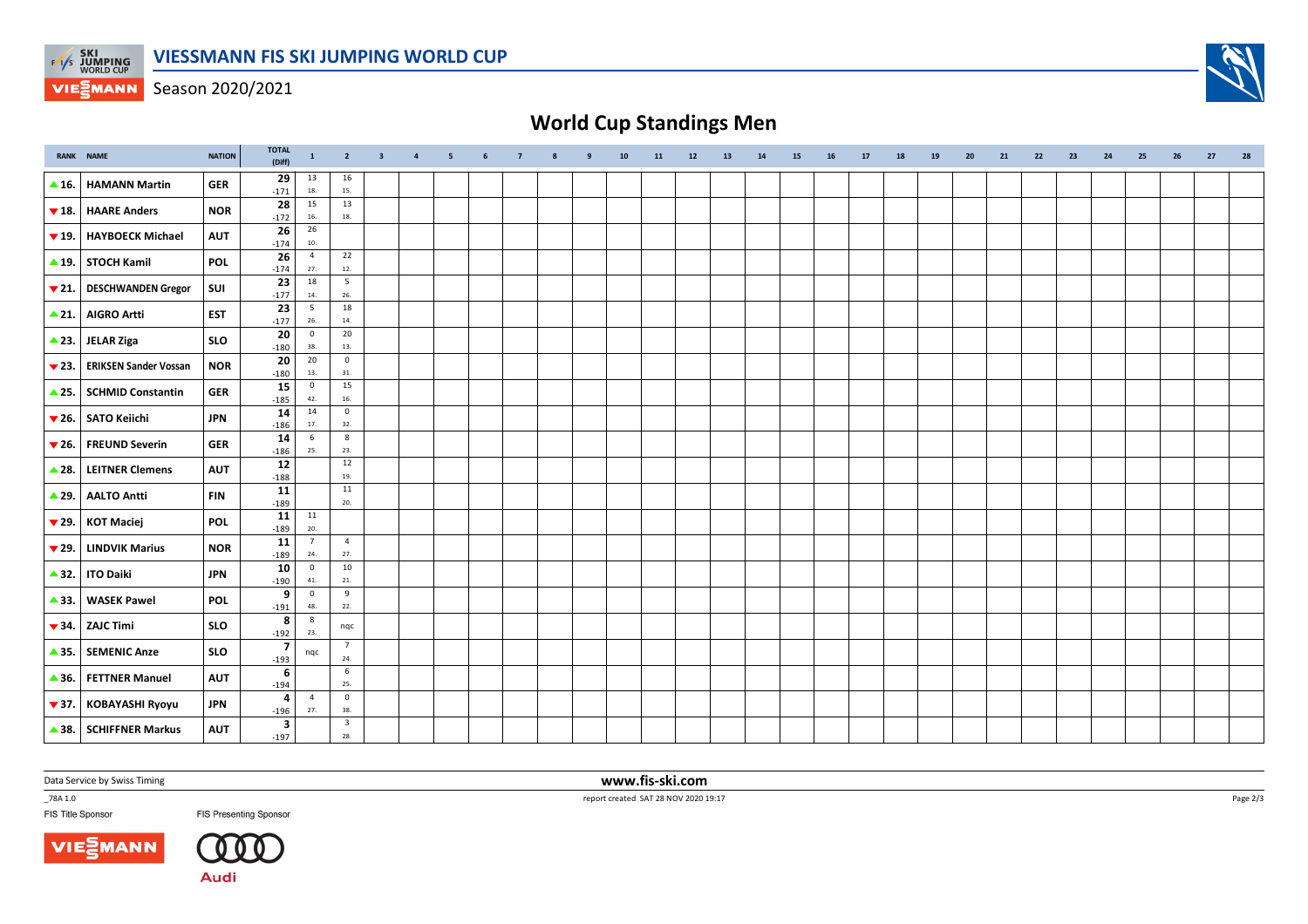# VIESSMANN FIS SKI JUMPING WORLD CUP

Season 2020/2021

## World Cup Standings Men

| RANK | NAME | NATION | TOTAL (Diff) | 1 | 2 | 3 | 4 | 5 | 6 | 7 | 8 | 9 | 10 | 11 | 12 | 13 | 14 | 15 | 16 | 17 | 18 | 19 | 20 | 21 | 22 | 23 | 24 | 25 | 26 | 27 | 28 |
|---|---|---|---|---|---|---|---|---|---|---|---|---|---|---|---|---|---|---|---|---|---|---|---|---|---|---|---|---|---|---|---|
| ▲16. | HAMANN Martin | GER | 29 -171 | 13 18. | 16 15. | | | | | | | | | | | | | | | | | | | | | | | | | | |
| ▼18. | HAARE Anders | NOR | 28 -172 | 15 16. | 13 18. | | | | | | | | | | | | | | | | | | | | | | | | | | |
| ▼19. | HAYBOECK Michael | AUT | 26 -174 | 26 10. | | | | | | | | | | | | | | | | | | | | | | | | | | | |
| ▲19. | STOCH Kamil | POL | 26 -174 | 4 27. | 22 12. | | | | | | | | | | | | | | | | | | | | | | | | | | |
| ▼21. | DESCHWANDEN Gregor | SUI | 23 -177 | 18 14. | 5 26. | | | | | | | | | | | | | | | | | | | | | | | | | | |
| ▲21. | AIGRO Artti | EST | 23 -177 | 5 26. | 18 14. | | | | | | | | | | | | | | | | | | | | | | | | | | |
| ▲23. | JELAR Ziga | SLO | 20 -180 | 0 38. | 20 13. | | | | | | | | | | | | | | | | | | | | | | | | | | |
| ▼23. | ERIKSEN Sander Vossan | NOR | 20 -180 | 20 13. | 0 31. | | | | | | | | | | | | | | | | | | | | | | | | | | |
| ▲25. | SCHMID Constantin | GER | 15 -185 | 0 42. | 15 16. | | | | | | | | | | | | | | | | | | | | | | | | | | |
| ▼26. | SATO Keiichi | JPN | 14 -186 | 14 17. | 0 32. | | | | | | | | | | | | | | | | | | | | | | | | | | |
| ▼26. | FREUND Severin | GER | 14 -186 | 6 25. | 8 23. | | | | | | | | | | | | | | | | | | | | | | | | | | |
| ▲28. | LEITNER Clemens | AUT | 12 -188 | | 12 19. | | | | | | | | | | | | | | | | | | | | | | | | | | |
| ▲29. | AALTO Antti | FIN | 11 -189 | | 11 20. | | | | | | | | | | | | | | | | | | | | | | | | | | |
| ▼29. | KOT Maciej | POL | 11 -189 | 11 20. | | | | | | | | | | | | | | | | | | | | | | | | | | | |
| ▼29. | LINDVIK Marius | NOR | 11 -189 | 7 24. | 4 27. | | | | | | | | | | | | | | | | | | | | | | | | | | |
| ▲32. | ITO Daiki | JPN | 10 -190 | 0 41. | 10 21. | | | | | | | | | | | | | | | | | | | | | | | | | | |
| ▲33. | WASEK Pawel | POL | 9 -191 | 0 48. | 9 22. | | | | | | | | | | | | | | | | | | | | | | | | | | |
| ▼34. | ZAJC Timi | SLO | 8 -192 | 8 23. | nqc | | | | | | | | | | | | | | | | | | | | | | | | | | |
| ▲35. | SEMENIC Anze | SLO | 7 -193 | nqc | 7 24. | | | | | | | | | | | | | | | | | | | | | | | | | | |
| ▲36. | FETTNER Manuel | AUT | 6 -194 | | 6 25. | | | | | | | | | | | | | | | | | | | | | | | | | | |
| ▼37. | KOBAYASHI Ryoyu | JPN | 4 -196 | 4 27. | 0 38. | | | | | | | | | | | | | | | | | | | | | | | | | | |
| ▲38. | SCHIFFNER Markus | AUT | 3 -197 | | 3 28. | | | | | | | | | | | | | | | | | | | | | | | | | | |

Data Service by Swiss Timing

www.fis-ski.com

_78A 1.0

report created SAT 28 NOV 2020 19:17

FIS Title Sponsor

FIS Presenting Sponsor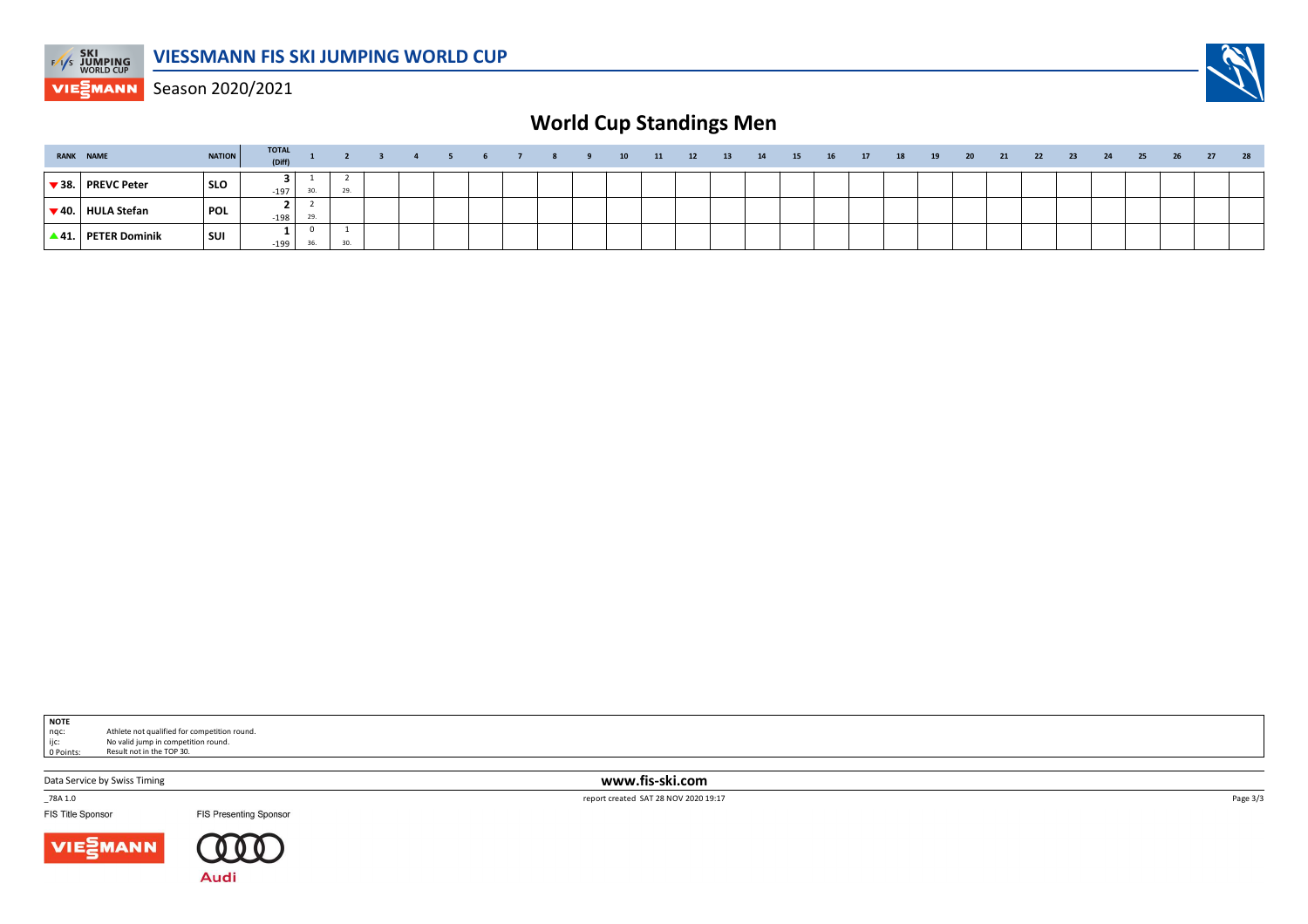# World Cup Standings Men

| RANK | NAME | NATION | TOTAL (Diff) | 1 | 2 | 3 | 4 | 5 | 6 | 7 | 8 | 9 | 10 | 11 | 12 | 13 | 14 | 15 | 16 | 17 | 18 | 19 | 20 | 21 | 22 | 23 | 24 | 25 | 26 | 27 | 28 |
|---|---|---|---|---|---|---|---|---|---|---|---|---|---|---|---|---|---|---|---|---|---|---|---|---|---|---|---|---|---|---|---|
| ▼38. | PREVC Peter | SLO | 3 -197 | 1 30. | 2 29. | | | | | | | | | | | | | | | | | | | | | | | | | | |
| ▼40. | HULA Stefan | POL | 2 -198 | 2 29. | | | | | | | | | | | | | | | | | | | | | | | | | | | |
| ▲41. | PETER Dominik | SUI | 1 -199 | 0 36. | 1 30. | | | | | | | | | | | | | | | | | | | | | | | | | | |

**NOTE**
- nqc: Athlete not qualified for competition round.
- ijc: No valid jump in competition round.
- 0 Points: Result not in the TOP 30.

Data Service by Swiss Timing

www.fis-ski.com

_78A 1.0

report created SAT 28 NOV 2020 19:17

FIS Title Sponsor

FIS Presenting Sponsor